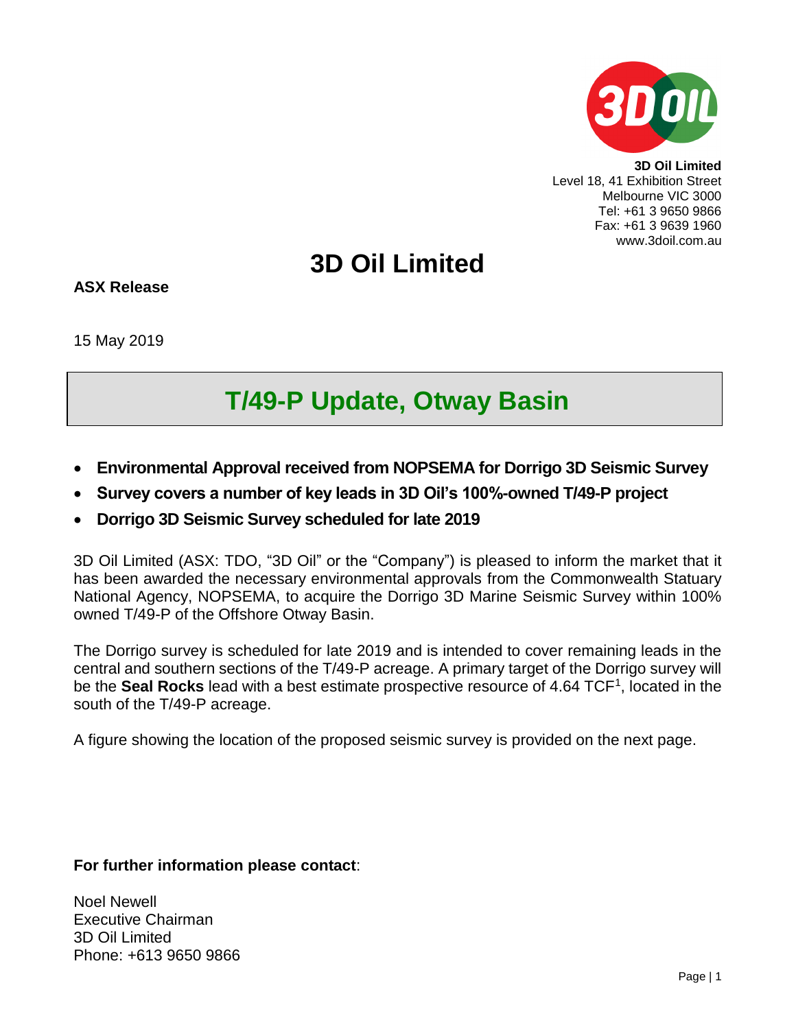**3D Oil Limited**
Level 18, 41 Exhibition Street
Melbourne VIC 3000
Tel: +61 3 9650 9866
Fax: +61 3 9639 1960
www.3doil.com.au

# 3D Oil Limited

**ASX Release**

15 May 2019

## T/49-P Update, Otway Basin

- **Environmental Approval received from NOPSEMA for Dorrigo 3D Seismic Survey**
- **Survey covers a number of key leads in 3D Oil's 100%-owned T/49-P project**
- **Dorrigo 3D Seismic Survey scheduled for late 2019**

3D Oil Limited (ASX: TDO, "3D Oil" or the "Company") is pleased to inform the market that it has been awarded the necessary environmental approvals from the Commonwealth Statuary National Agency, NOPSEMA, to acquire the Dorrigo 3D Marine Seismic Survey within 100% owned T/49-P of the Offshore Otway Basin.

The Dorrigo survey is scheduled for late 2019 and is intended to cover remaining leads in the central and southern sections of the T/49-P acreage. A primary target of the Dorrigo survey will be the **Seal Rocks** lead with a best estimate prospective resource of 4.64 TCF[1], located in the south of the T/49-P acreage.

A figure showing the location of the proposed seismic survey is provided on the next page.

**For further information please contact**:

Noel Newell
Executive Chairman
3D Oil Limited
Phone: +613 9650 9866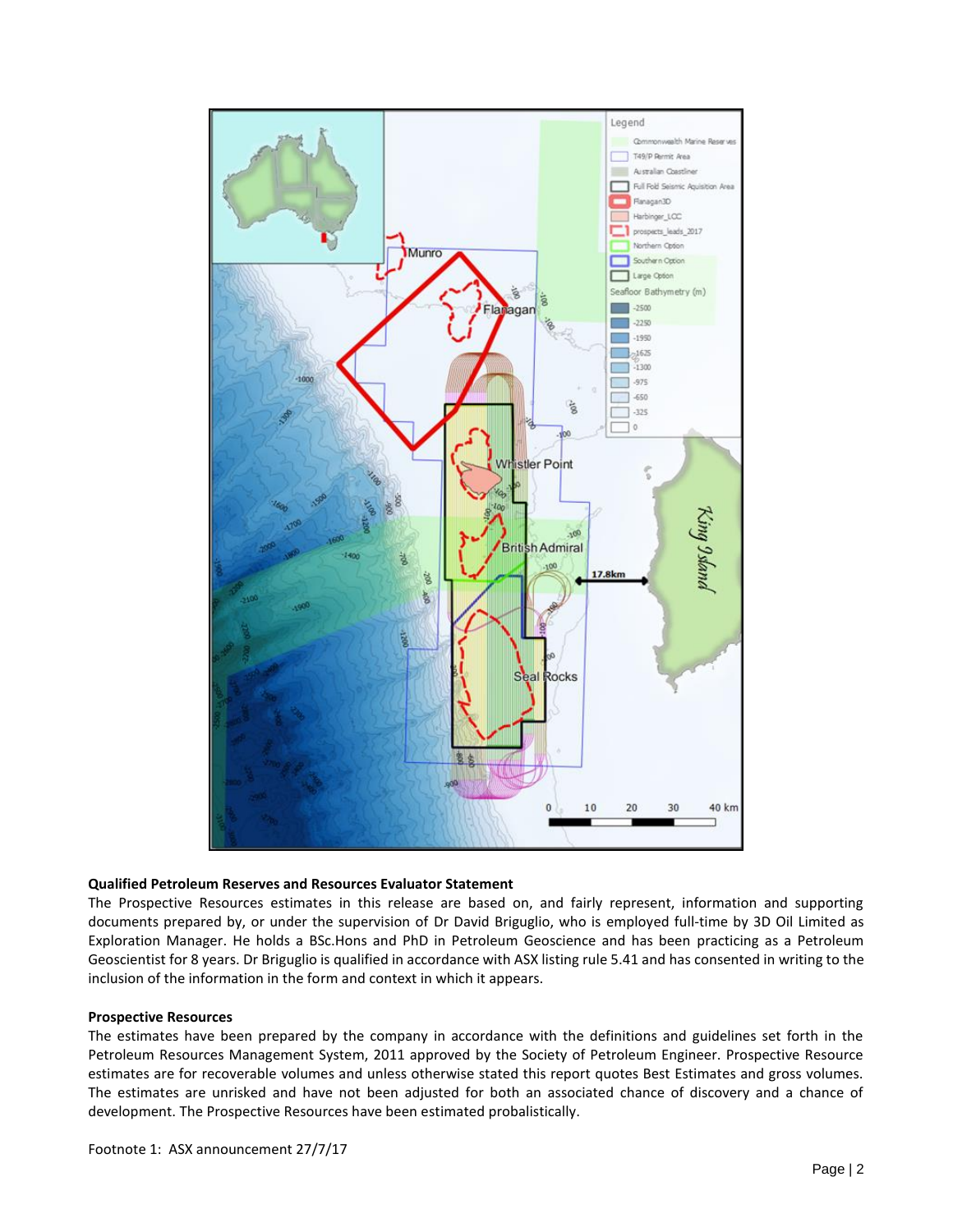**Qualified Petroleum Reserves and Resources Evaluator Statement**

The Prospective Resources estimates in this release are based on, and fairly represent, information and supporting documents prepared by, or under the supervision of Dr David Briguglio, who is employed full-time by 3D Oil Limited as Exploration Manager. He holds a BSc.Hons and PhD in Petroleum Geoscience and has been practicing as a Petroleum Geoscientist for 8 years. Dr Briguglio is qualified in accordance with ASX listing rule 5.41 and has consented in writing to the inclusion of the information in the form and context in which it appears.

**Prospective Resources**

The estimates have been prepared by the company in accordance with the definitions and guidelines set forth in the Petroleum Resources Management System, 2011 approved by the Society of Petroleum Engineer. Prospective Resource estimates are for recoverable volumes and unless otherwise stated this report quotes Best Estimates and gross volumes. The estimates are unrisked and have not been adjusted for both an associated chance of discovery and a chance of development. The Prospective Resources have been estimated probalistically.

Footnote 1: ASX announcement 27/7/17